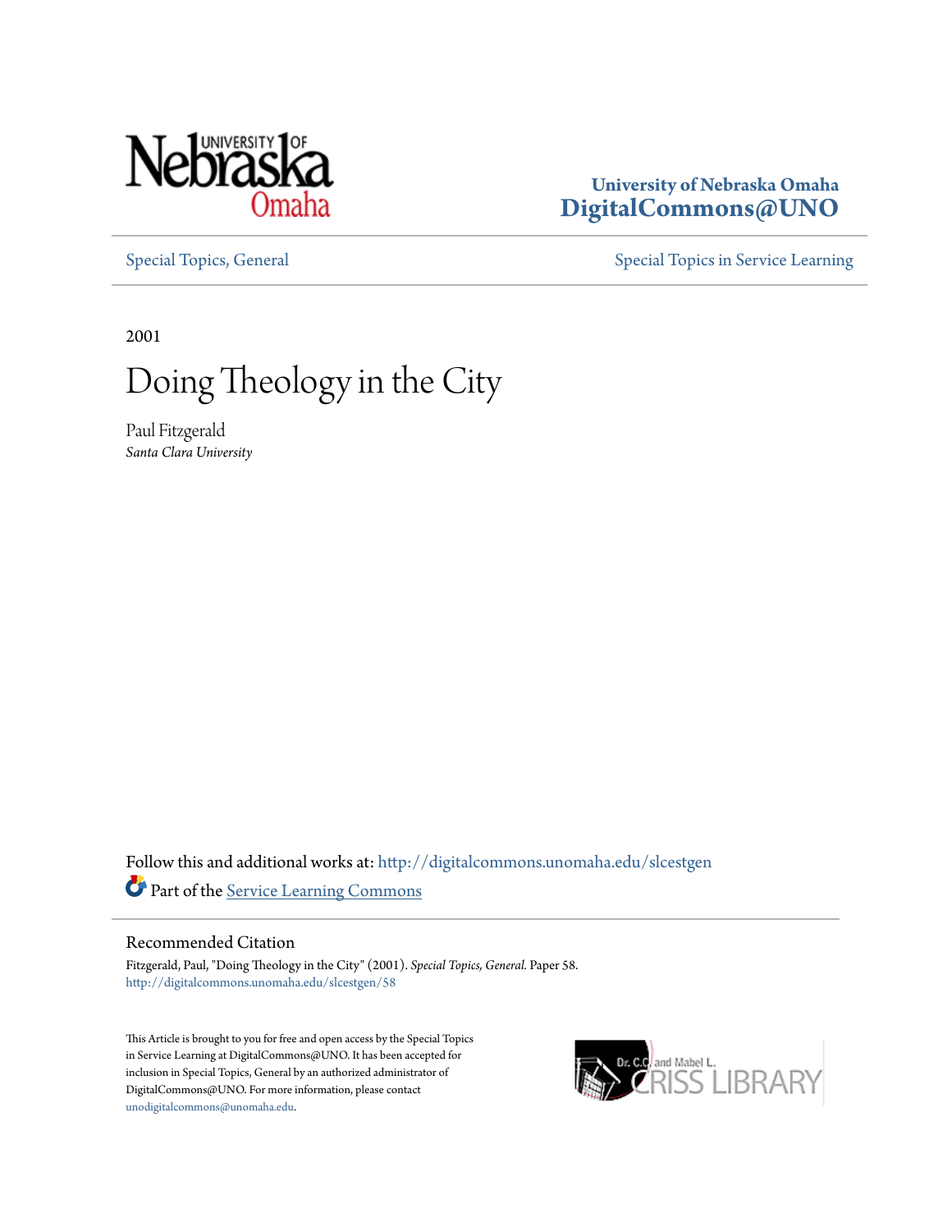University of Nebraska Omaha
DigitalCommons@UNO

Special Topics, General

Special Topics in Service Learning

2001

# Doing Theology in the City

Paul Fitzgerald
*Santa Clara University*

Follow this and additional works at: http://digitalcommons.unomaha.edu/slcestgen

Part of the Service Learning Commons

## Recommended Citation

Fitzgerald, Paul, "Doing Theology in the City" (2001). *Special Topics, General.* Paper 58.
http://digitalcommons.unomaha.edu/slcestgen/58

This Article is brought to you for free and open access by the Special Topics in Service Learning at DigitalCommons@UNO. It has been accepted for inclusion in Special Topics, General by an authorized administrator of DigitalCommons@UNO. For more information, please contact unodigitalcommons@unomaha.edu.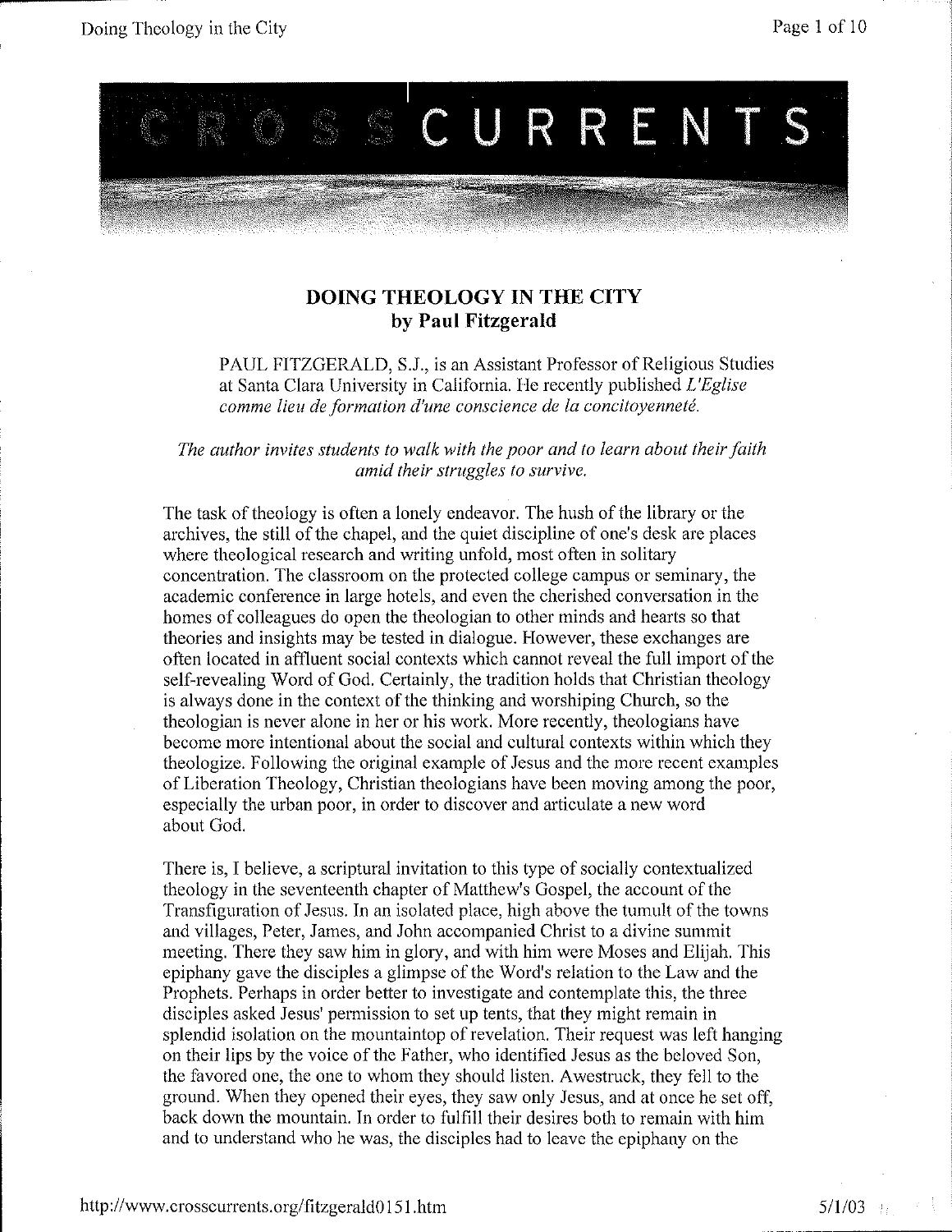# DOING THEOLOGY IN THE CITY

**by Paul Fitzgerald**

PAUL FITZGERALD, S.J., is an Assistant Professor of Religious Studies at Santa Clara University in California. He recently published *L'Eglise comme lieu de formation d'une conscience de la concitoyenneté.*

*The author invites students to walk with the poor and to learn about their faith amid their struggles to survive.*

The task of theology is often a lonely endeavor. The hush of the library or the archives, the still of the chapel, and the quiet discipline of one's desk are places where theological research and writing unfold, most often in solitary concentration. The classroom on the protected college campus or seminary, the academic conference in large hotels, and even the cherished conversation in the homes of colleagues do open the theologian to other minds and hearts so that theories and insights may be tested in dialogue. However, these exchanges are often located in affluent social contexts which cannot reveal the full import of the self-revealing Word of God. Certainly, the tradition holds that Christian theology is always done in the context of the thinking and worshiping Church, so the theologian is never alone in her or his work. More recently, theologians have become more intentional about the social and cultural contexts within which they theologize. Following the original example of Jesus and the more recent examples of Liberation Theology, Christian theologians have been moving among the poor, especially the urban poor, in order to discover and articulate a new word about God.

There is, I believe, a scriptural invitation to this type of socially contextualized theology in the seventeenth chapter of Matthew's Gospel, the account of the Transfiguration of Jesus. In an isolated place, high above the tumult of the towns and villages, Peter, James, and John accompanied Christ to a divine summit meeting. There they saw him in glory, and with him were Moses and Elijah. This epiphany gave the disciples a glimpse of the Word's relation to the Law and the Prophets. Perhaps in order better to investigate and contemplate this, the three disciples asked Jesus' permission to set up tents, that they might remain in splendid isolation on the mountaintop of revelation. Their request was left hanging on their lips by the voice of the Father, who identified Jesus as the beloved Son, the favored one, the one to whom they should listen. Awestruck, they fell to the ground. When they opened their eyes, they saw only Jesus, and at once he set off, back down the mountain. In order to fulfill their desires both to remain with him and to understand who he was, the disciples had to leave the epiphany on the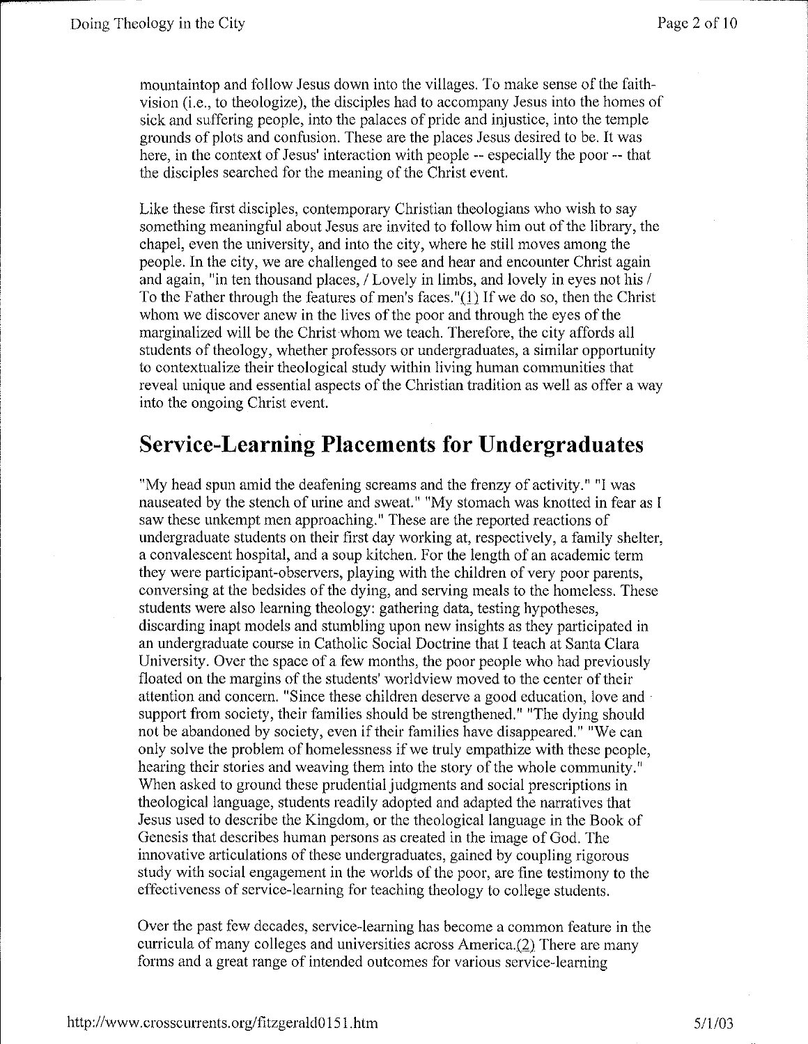mountaintop and follow Jesus down into the villages. To make sense of the faith-vision (i.e., to theologize), the disciples had to accompany Jesus into the homes of sick and suffering people, into the palaces of pride and injustice, into the temple grounds of plots and confusion. These are the places Jesus desired to be. It was here, in the context of Jesus' interaction with people -- especially the poor -- that the disciples searched for the meaning of the Christ event.

Like these first disciples, contemporary Christian theologians who wish to say something meaningful about Jesus are invited to follow him out of the library, the chapel, even the university, and into the city, where he still moves among the people. In the city, we are challenged to see and hear and encounter Christ again and again, "in ten thousand places, / Lovely in limbs, and lovely in eyes not his / To the Father through the features of men's faces."(1) If we do so, then the Christ whom we discover anew in the lives of the poor and through the eyes of the marginalized will be the Christ whom we teach. Therefore, the city affords all students of theology, whether professors or undergraduates, a similar opportunity to contextualize their theological study within living human communities that reveal unique and essential aspects of the Christian tradition as well as offer a way into the ongoing Christ event.

# Service-Learning Placements for Undergraduates

"My head spun amid the deafening screams and the frenzy of activity." "I was nauseated by the stench of urine and sweat." "My stomach was knotted in fear as I saw these unkempt men approaching." These are the reported reactions of undergraduate students on their first day working at, respectively, a family shelter, a convalescent hospital, and a soup kitchen. For the length of an academic term they were participant-observers, playing with the children of very poor parents, conversing at the bedsides of the dying, and serving meals to the homeless. These students were also learning theology: gathering data, testing hypotheses, discarding inapt models and stumbling upon new insights as they participated in an undergraduate course in Catholic Social Doctrine that I teach at Santa Clara University. Over the space of a few months, the poor people who had previously floated on the margins of the students' worldview moved to the center of their attention and concern. "Since these children deserve a good education, love and support from society, their families should be strengthened." "The dying should not be abandoned by society, even if their families have disappeared." "We can only solve the problem of homelessness if we truly empathize with these people, hearing their stories and weaving them into the story of the whole community." When asked to ground these prudential judgments and social prescriptions in theological language, students readily adopted and adapted the narratives that Jesus used to describe the Kingdom, or the theological language in the Book of Genesis that describes human persons as created in the image of God. The innovative articulations of these undergraduates, gained by coupling rigorous study with social engagement in the worlds of the poor, are fine testimony to the effectiveness of service-learning for teaching theology to college students.

Over the past few decades, service-learning has become a common feature in the curricula of many colleges and universities across America.(2) There are many forms and a great range of intended outcomes for various service-learning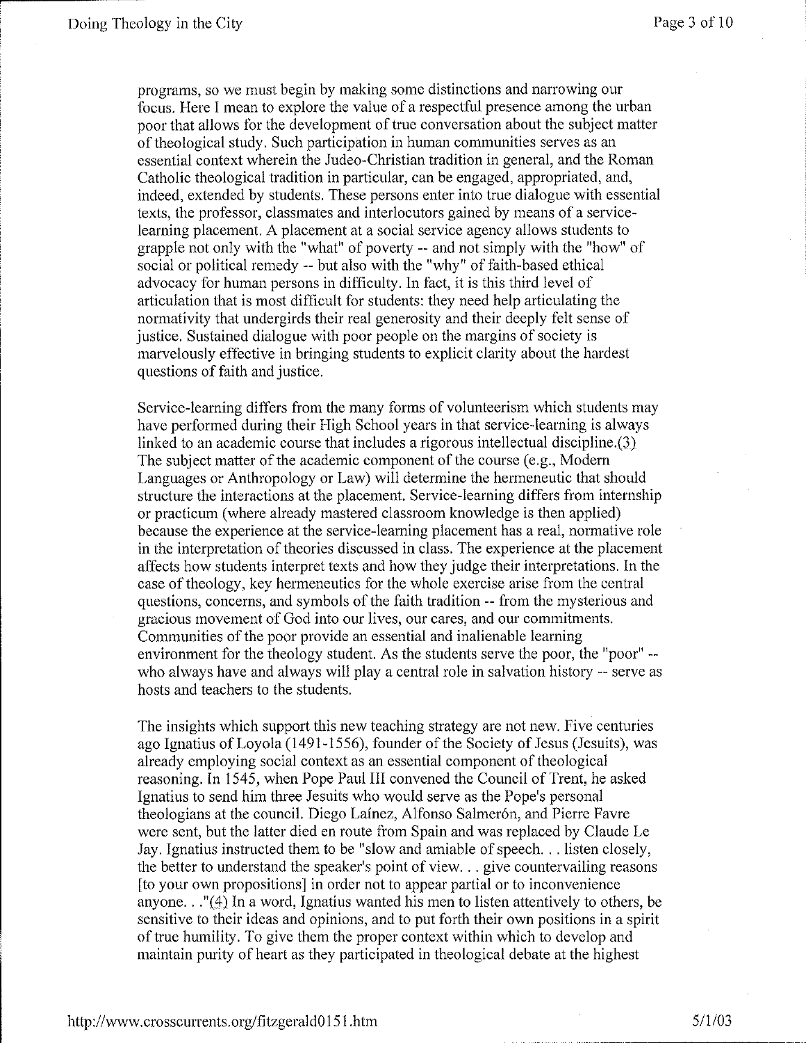programs, so we must begin by making some distinctions and narrowing our focus. Here I mean to explore the value of a respectful presence among the urban poor that allows for the development of true conversation about the subject matter of theological study. Such participation in human communities serves as an essential context wherein the Judeo-Christian tradition in general, and the Roman Catholic theological tradition in particular, can be engaged, appropriated, and, indeed, extended by students. These persons enter into true dialogue with essential texts, the professor, classmates and interlocutors gained by means of a service-learning placement. A placement at a social service agency allows students to grapple not only with the "what" of poverty -- and not simply with the "how" of social or political remedy -- but also with the "why" of faith-based ethical advocacy for human persons in difficulty. In fact, it is this third level of articulation that is most difficult for students: they need help articulating the normativity that undergirds their real generosity and their deeply felt sense of justice. Sustained dialogue with poor people on the margins of society is marvelously effective in bringing students to explicit clarity about the hardest questions of faith and justice.

Service-learning differs from the many forms of volunteerism which students may have performed during their High School years in that service-learning is always linked to an academic course that includes a rigorous intellectual discipline.(3) The subject matter of the academic component of the course (e.g., Modern Languages or Anthropology or Law) will determine the hermeneutic that should structure the interactions at the placement. Service-learning differs from internship or practicum (where already mastered classroom knowledge is then applied) because the experience at the service-learning placement has a real, normative role in the interpretation of theories discussed in class. The experience at the placement affects how students interpret texts and how they judge their interpretations. In the case of theology, key hermeneutics for the whole exercise arise from the central questions, concerns, and symbols of the faith tradition -- from the mysterious and gracious movement of God into our lives, our cares, and our commitments. Communities of the poor provide an essential and inalienable learning environment for the theology student. As the students serve the poor, the "poor" -- who always have and always will play a central role in salvation history -- serve as hosts and teachers to the students.

The insights which support this new teaching strategy are not new. Five centuries ago Ignatius of Loyola (1491-1556), founder of the Society of Jesus (Jesuits), was already employing social context as an essential component of theological reasoning. In 1545, when Pope Paul III convened the Council of Trent, he asked Ignatius to send him three Jesuits who would serve as the Pope's personal theologians at the council. Diego Laínez, Alfonso Salmerón, and Pierre Favre were sent, but the latter died en route from Spain and was replaced by Claude Le Jay. Ignatius instructed them to be "slow and amiable of speech. . . listen closely, the better to understand the speaker's point of view. . . give countervailing reasons [to your own propositions] in order not to appear partial or to inconvenience anyone. . ."(4) In a word, Ignatius wanted his men to listen attentively to others, be sensitive to their ideas and opinions, and to put forth their own positions in a spirit of true humility. To give them the proper context within which to develop and maintain purity of heart as they participated in theological debate at the highest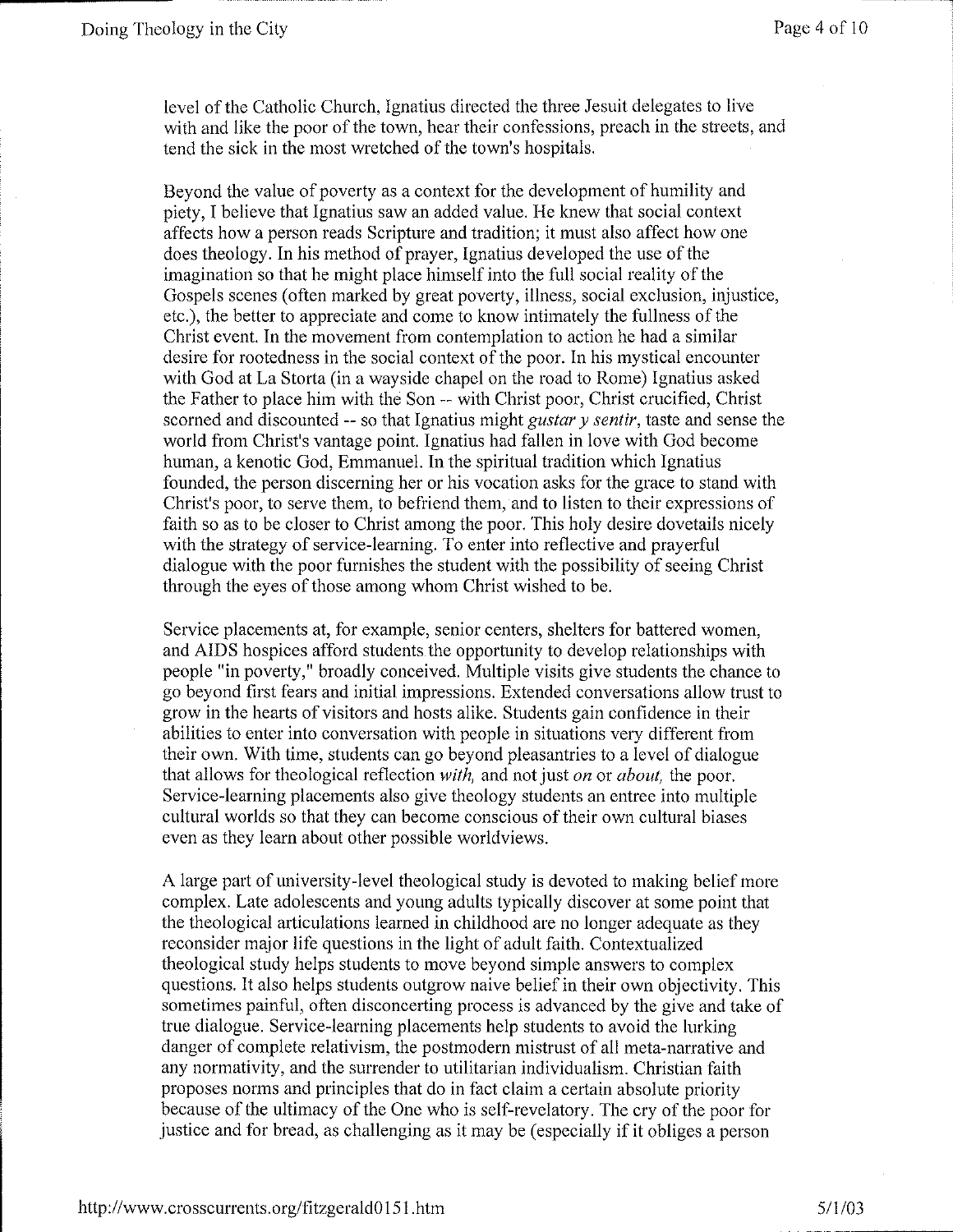level of the Catholic Church, Ignatius directed the three Jesuit delegates to live with and like the poor of the town, hear their confessions, preach in the streets, and tend the sick in the most wretched of the town's hospitals.

Beyond the value of poverty as a context for the development of humility and piety, I believe that Ignatius saw an added value. He knew that social context affects how a person reads Scripture and tradition; it must also affect how one does theology. In his method of prayer, Ignatius developed the use of the imagination so that he might place himself into the full social reality of the Gospels scenes (often marked by great poverty, illness, social exclusion, injustice, etc.), the better to appreciate and come to know intimately the fullness of the Christ event. In the movement from contemplation to action he had a similar desire for rootedness in the social context of the poor. In his mystical encounter with God at La Storta (in a wayside chapel on the road to Rome) Ignatius asked the Father to place him with the Son -- with Christ poor, Christ crucified, Christ scorned and discounted -- so that Ignatius might *gustar y sentir*, taste and sense the world from Christ's vantage point. Ignatius had fallen in love with God become human, a kenotic God, Emmanuel. In the spiritual tradition which Ignatius founded, the person discerning her or his vocation asks for the grace to stand with Christ's poor, to serve them, to befriend them, and to listen to their expressions of faith so as to be closer to Christ among the poor. This holy desire dovetails nicely with the strategy of service-learning. To enter into reflective and prayerful dialogue with the poor furnishes the student with the possibility of seeing Christ through the eyes of those among whom Christ wished to be.

Service placements at, for example, senior centers, shelters for battered women, and AIDS hospices afford students the opportunity to develop relationships with people "in poverty," broadly conceived. Multiple visits give students the chance to go beyond first fears and initial impressions. Extended conversations allow trust to grow in the hearts of visitors and hosts alike. Students gain confidence in their abilities to enter into conversation with people in situations very different from their own. With time, students can go beyond pleasantries to a level of dialogue that allows for theological reflection *with*, and not just *on* or *about*, the poor. Service-learning placements also give theology students an entree into multiple cultural worlds so that they can become conscious of their own cultural biases even as they learn about other possible worldviews.

A large part of university-level theological study is devoted to making belief more complex. Late adolescents and young adults typically discover at some point that the theological articulations learned in childhood are no longer adequate as they reconsider major life questions in the light of adult faith. Contextualized theological study helps students to move beyond simple answers to complex questions. It also helps students outgrow naive belief in their own objectivity. This sometimes painful, often disconcerting process is advanced by the give and take of true dialogue. Service-learning placements help students to avoid the lurking danger of complete relativism, the postmodern mistrust of all meta-narrative and any normativity, and the surrender to utilitarian individualism. Christian faith proposes norms and principles that do in fact claim a certain absolute priority because of the ultimacy of the One who is self-revelatory. The cry of the poor for justice and for bread, as challenging as it may be (especially if it obliges a person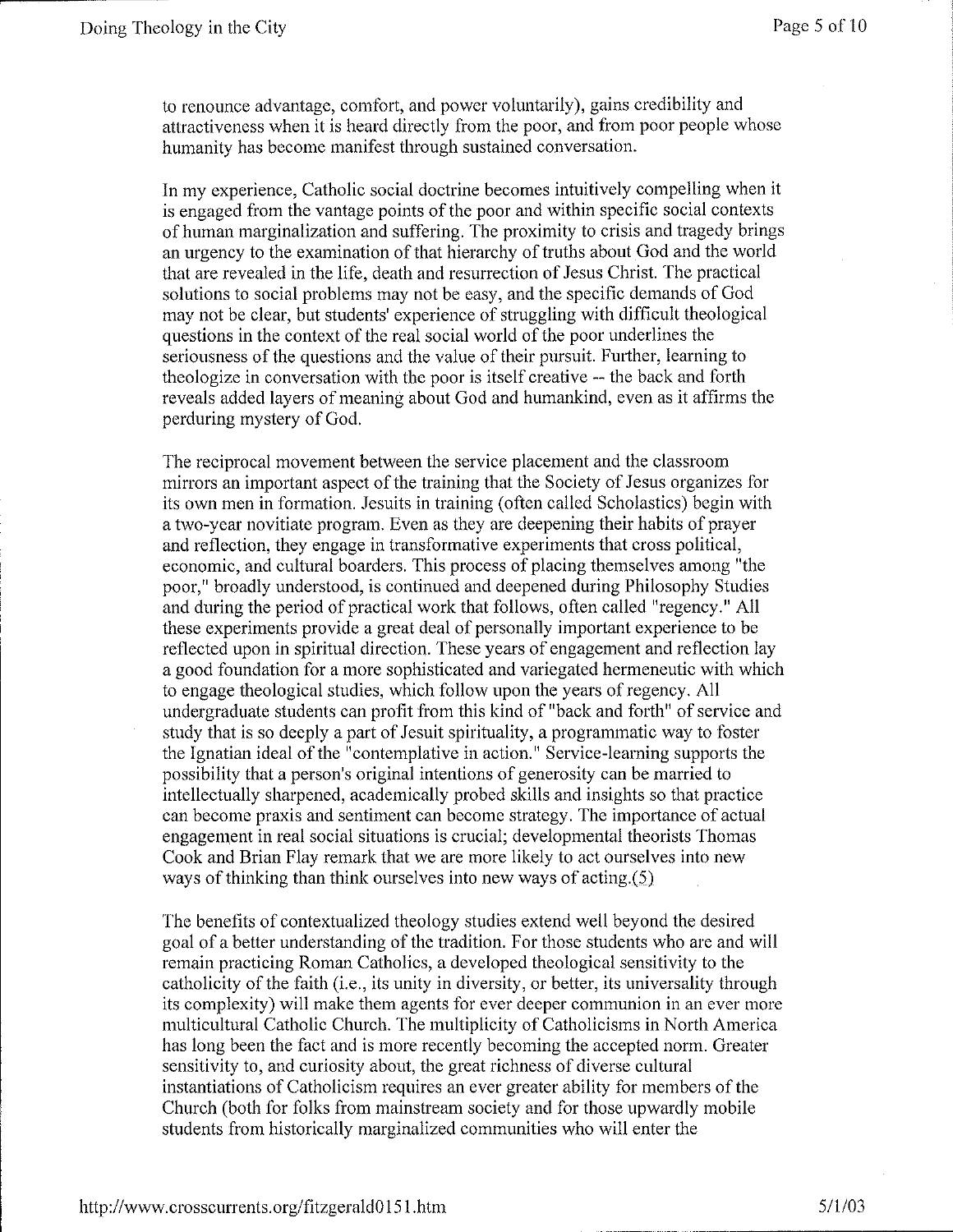to renounce advantage, comfort, and power voluntarily), gains credibility and attractiveness when it is heard directly from the poor, and from poor people whose humanity has become manifest through sustained conversation.

In my experience, Catholic social doctrine becomes intuitively compelling when it is engaged from the vantage points of the poor and within specific social contexts of human marginalization and suffering. The proximity to crisis and tragedy brings an urgency to the examination of that hierarchy of truths about God and the world that are revealed in the life, death and resurrection of Jesus Christ. The practical solutions to social problems may not be easy, and the specific demands of God may not be clear, but students' experience of struggling with difficult theological questions in the context of the real social world of the poor underlines the seriousness of the questions and the value of their pursuit. Further, learning to theologize in conversation with the poor is itself creative -- the back and forth reveals added layers of meaning about God and humankind, even as it affirms the perduring mystery of God.

The reciprocal movement between the service placement and the classroom mirrors an important aspect of the training that the Society of Jesus organizes for its own men in formation. Jesuits in training (often called Scholastics) begin with a two-year novitiate program. Even as they are deepening their habits of prayer and reflection, they engage in transformative experiments that cross political, economic, and cultural boarders. This process of placing themselves among "the poor," broadly understood, is continued and deepened during Philosophy Studies and during the period of practical work that follows, often called "regency." All these experiments provide a great deal of personally important experience to be reflected upon in spiritual direction. These years of engagement and reflection lay a good foundation for a more sophisticated and variegated hermeneutic with which to engage theological studies, which follow upon the years of regency. All undergraduate students can profit from this kind of "back and forth" of service and study that is so deeply a part of Jesuit spirituality, a programmatic way to foster the Ignatian ideal of the "contemplative in action." Service-learning supports the possibility that a person's original intentions of generosity can be married to intellectually sharpened, academically probed skills and insights so that practice can become praxis and sentiment can become strategy. The importance of actual engagement in real social situations is crucial; developmental theorists Thomas Cook and Brian Flay remark that we are more likely to act ourselves into new ways of thinking than think ourselves into new ways of acting.(5)

The benefits of contextualized theology studies extend well beyond the desired goal of a better understanding of the tradition. For those students who are and will remain practicing Roman Catholics, a developed theological sensitivity to the catholicity of the faith (i.e., its unity in diversity, or better, its universality through its complexity) will make them agents for ever deeper communion in an ever more multicultural Catholic Church. The multiplicity of Catholicisms in North America has long been the fact and is more recently becoming the accepted norm. Greater sensitivity to, and curiosity about, the great richness of diverse cultural instantiations of Catholicism requires an ever greater ability for members of the Church (both for folks from mainstream society and for those upwardly mobile students from historically marginalized communities who will enter the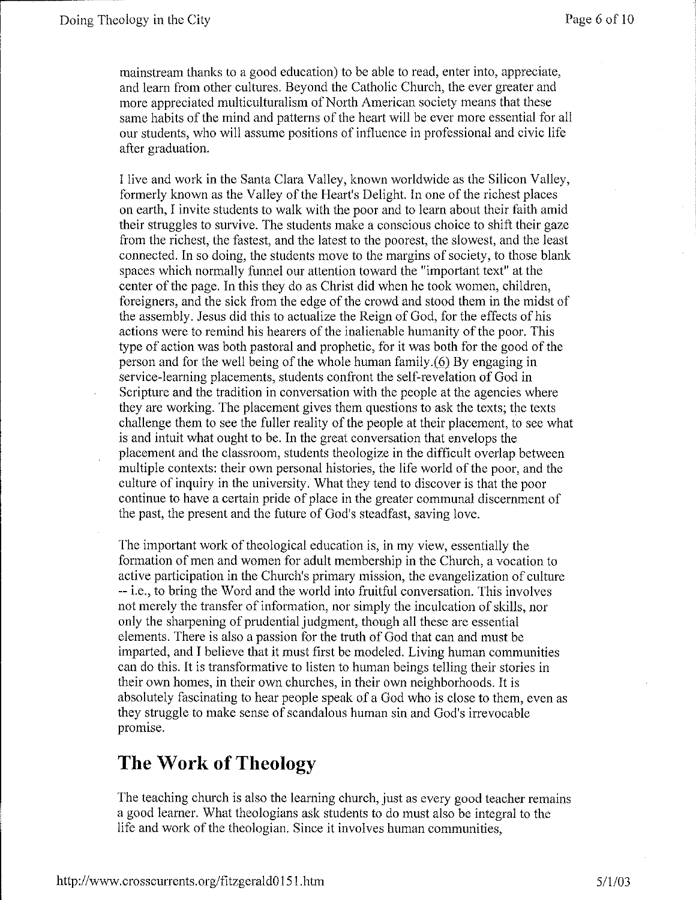mainstream thanks to a good education) to be able to read, enter into, appreciate, and learn from other cultures. Beyond the Catholic Church, the ever greater and more appreciated multiculturalism of North American society means that these same habits of the mind and patterns of the heart will be ever more essential for all our students, who will assume positions of influence in professional and civic life after graduation.

I live and work in the Santa Clara Valley, known worldwide as the Silicon Valley, formerly known as the Valley of the Heart's Delight. In one of the richest places on earth, I invite students to walk with the poor and to learn about their faith amid their struggles to survive. The students make a conscious choice to shift their gaze from the richest, the fastest, and the latest to the poorest, the slowest, and the least connected. In so doing, the students move to the margins of society, to those blank spaces which normally funnel our attention toward the "important text" at the center of the page. In this they do as Christ did when he took women, children, foreigners, and the sick from the edge of the crowd and stood them in the midst of the assembly. Jesus did this to actualize the Reign of God, for the effects of his actions were to remind his hearers of the inalienable humanity of the poor. This type of action was both pastoral and prophetic, for it was both for the good of the person and for the well being of the whole human family.(6) By engaging in service-learning placements, students confront the self-revelation of God in Scripture and the tradition in conversation with the people at the agencies where they are working. The placement gives them questions to ask the texts; the texts challenge them to see the fuller reality of the people at their placement, to see what is and intuit what ought to be. In the great conversation that envelops the placement and the classroom, students theologize in the difficult overlap between multiple contexts: their own personal histories, the life world of the poor, and the culture of inquiry in the university. What they tend to discover is that the poor continue to have a certain pride of place in the greater communal discernment of the past, the present and the future of God's steadfast, saving love.

The important work of theological education is, in my view, essentially the formation of men and women for adult membership in the Church, a vocation to active participation in the Church's primary mission, the evangelization of culture -- i.e., to bring the Word and the world into fruitful conversation. This involves not merely the transfer of information, nor simply the inculcation of skills, nor only the sharpening of prudential judgment, though all these are essential elements. There is also a passion for the truth of God that can and must be imparted, and I believe that it must first be modeled. Living human communities can do this. It is transformative to listen to human beings telling their stories in their own homes, in their own churches, in their own neighborhoods. It is absolutely fascinating to hear people speak of a God who is close to them, even as they struggle to make sense of scandalous human sin and God's irrevocable promise.

## The Work of Theology

The teaching church is also the learning church, just as every good teacher remains a good learner. What theologians ask students to do must also be integral to the life and work of the theologian. Since it involves human communities,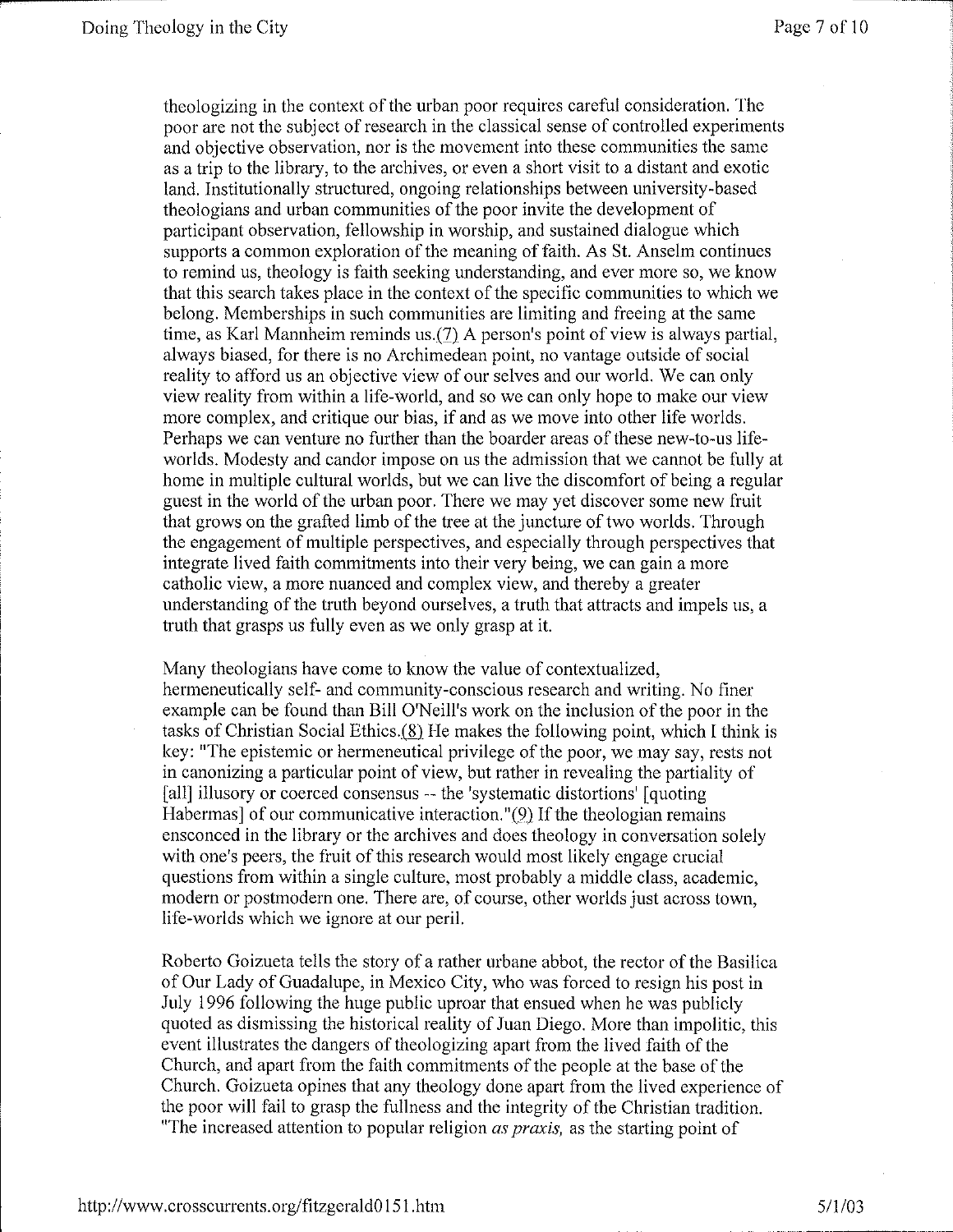theologizing in the context of the urban poor requires careful consideration. The poor are not the subject of research in the classical sense of controlled experiments and objective observation, nor is the movement into these communities the same as a trip to the library, to the archives, or even a short visit to a distant and exotic land. Institutionally structured, ongoing relationships between university-based theologians and urban communities of the poor invite the development of participant observation, fellowship in worship, and sustained dialogue which supports a common exploration of the meaning of faith. As St. Anselm continues to remind us, theology is faith seeking understanding, and ever more so, we know that this search takes place in the context of the specific communities to which we belong. Memberships in such communities are limiting and freeing at the same time, as Karl Mannheim reminds us.(7) A person's point of view is always partial, always biased, for there is no Archimedean point, no vantage outside of social reality to afford us an objective view of our selves and our world. We can only view reality from within a life-world, and so we can only hope to make our view more complex, and critique our bias, if and as we move into other life worlds. Perhaps we can venture no further than the boarder areas of these new-to-us life-worlds. Modesty and candor impose on us the admission that we cannot be fully at home in multiple cultural worlds, but we can live the discomfort of being a regular guest in the world of the urban poor. There we may yet discover some new fruit that grows on the grafted limb of the tree at the juncture of two worlds. Through the engagement of multiple perspectives, and especially through perspectives that integrate lived faith commitments into their very being, we can gain a more catholic view, a more nuanced and complex view, and thereby a greater understanding of the truth beyond ourselves, a truth that attracts and impels us, a truth that grasps us fully even as we only grasp at it.

Many theologians have come to know the value of contextualized, hermeneutically self- and community-conscious research and writing. No finer example can be found than Bill O'Neill's work on the inclusion of the poor in the tasks of Christian Social Ethics.(8) He makes the following point, which I think is key: "The epistemic or hermeneutical privilege of the poor, we may say, rests not in canonizing a particular point of view, but rather in revealing the partiality of [all] illusory or coerced consensus -- the 'systematic distortions' [quoting Habermas] of our communicative interaction."(9) If the theologian remains ensconced in the library or the archives and does theology in conversation solely with one's peers, the fruit of this research would most likely engage crucial questions from within a single culture, most probably a middle class, academic, modern or postmodern one. There are, of course, other worlds just across town, life-worlds which we ignore at our peril.

Roberto Goizueta tells the story of a rather urbane abbot, the rector of the Basilica of Our Lady of Guadalupe, in Mexico City, who was forced to resign his post in July 1996 following the huge public uproar that ensued when he was publicly quoted as dismissing the historical reality of Juan Diego. More than impolitic, this event illustrates the dangers of theologizing apart from the lived faith of the Church, and apart from the faith commitments of the people at the base of the Church. Goizueta opines that any theology done apart from the lived experience of the poor will fail to grasp the fullness and the integrity of the Christian tradition. "The increased attention to popular religion *as praxis,* as the starting point of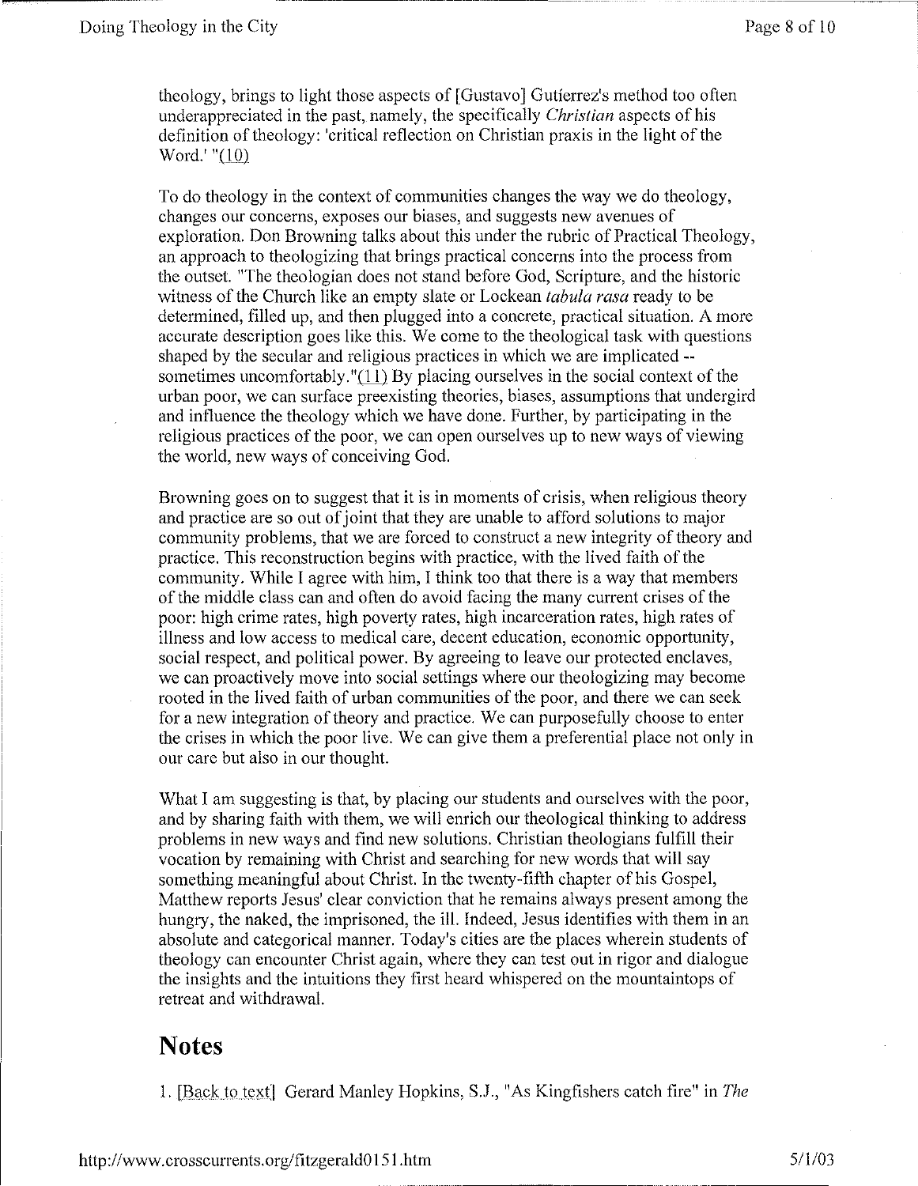theology, brings to light those aspects of [Gustavo] Gutierrez's method too often underappreciated in the past, namely, the specifically *Christian* aspects of his definition of theology: 'critical reflection on Christian praxis in the light of the Word.' "(10)

To do theology in the context of communities changes the way we do theology, changes our concerns, exposes our biases, and suggests new avenues of exploration. Don Browning talks about this under the rubric of Practical Theology, an approach to theologizing that brings practical concerns into the process from the outset. "The theologian does not stand before God, Scripture, and the historic witness of the Church like an empty slate or Lockean *tabula rasa* ready to be determined, filled up, and then plugged into a concrete, practical situation. A more accurate description goes like this. We come to the theological task with questions shaped by the secular and religious practices in which we are implicated -- sometimes uncomfortably."(11) By placing ourselves in the social context of the urban poor, we can surface preexisting theories, biases, assumptions that undergird and influence the theology which we have done. Further, by participating in the religious practices of the poor, we can open ourselves up to new ways of viewing the world, new ways of conceiving God.

Browning goes on to suggest that it is in moments of crisis, when religious theory and practice are so out of joint that they are unable to afford solutions to major community problems, that we are forced to construct a new integrity of theory and practice. This reconstruction begins with practice, with the lived faith of the community. While I agree with him, I think too that there is a way that members of the middle class can and often do avoid facing the many current crises of the poor: high crime rates, high poverty rates, high incarceration rates, high rates of illness and low access to medical care, decent education, economic opportunity, social respect, and political power. By agreeing to leave our protected enclaves, we can proactively move into social settings where our theologizing may become rooted in the lived faith of urban communities of the poor, and there we can seek for a new integration of theory and practice. We can purposefully choose to enter the crises in which the poor live. We can give them a preferential place not only in our care but also in our thought.

What I am suggesting is that, by placing our students and ourselves with the poor, and by sharing faith with them, we will enrich our theological thinking to address problems in new ways and find new solutions. Christian theologians fulfill their vocation by remaining with Christ and searching for new words that will say something meaningful about Christ. In the twenty-fifth chapter of his Gospel, Matthew reports Jesus' clear conviction that he remains always present among the hungry, the naked, the imprisoned, the ill. Indeed, Jesus identifies with them in an absolute and categorical manner. Today's cities are the places wherein students of theology can encounter Christ again, where they can test out in rigor and dialogue the insights and the intuitions they first heard whispered on the mountaintops of retreat and withdrawal.

## Notes

1. [Back to text] Gerard Manley Hopkins, S.J., "As Kingfishers catch fire" in *The*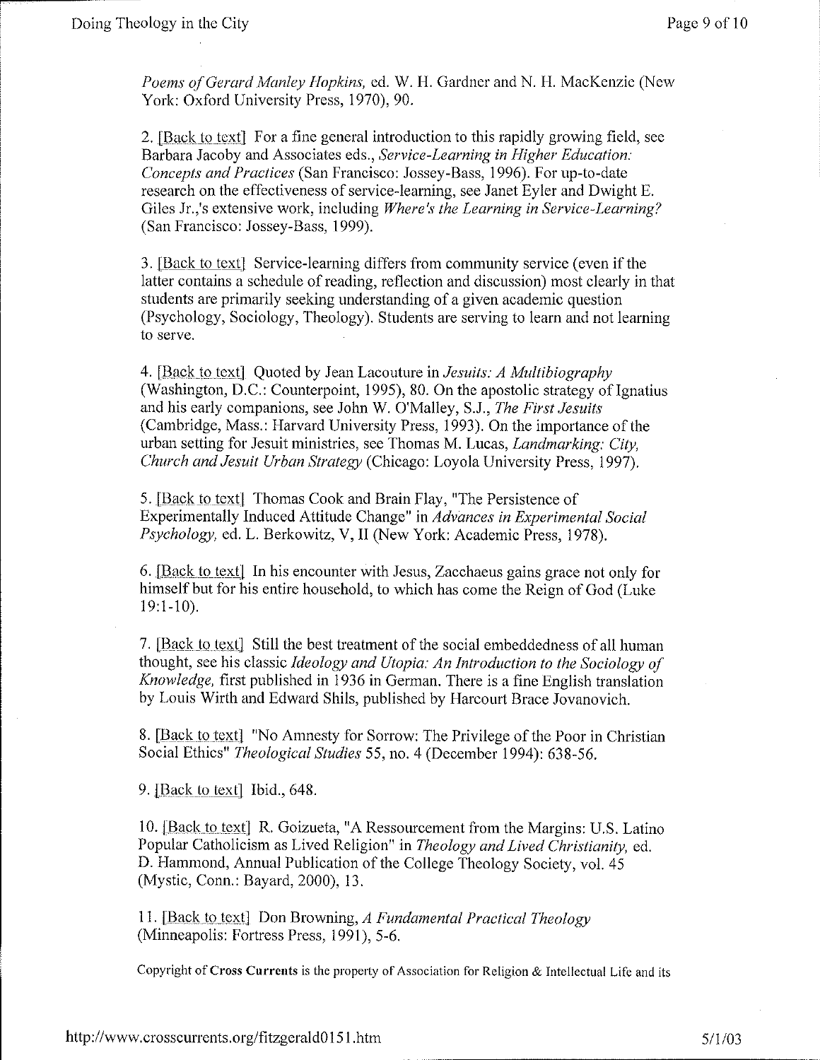*Poems of Gerard Manley Hopkins*, ed. W. H. Gardner and N. H. MacKenzie (New York: Oxford University Press, 1970), 90.

2. [Back to text] For a fine general introduction to this rapidly growing field, see Barbara Jacoby and Associates eds., *Service-Learning in Higher Education: Concepts and Practices* (San Francisco: Jossey-Bass, 1996). For up-to-date research on the effectiveness of service-learning, see Janet Eyler and Dwight E. Giles Jr.,'s extensive work, including *Where's the Learning in Service-Learning?* (San Francisco: Jossey-Bass, 1999).

3. [Back to text] Service-learning differs from community service (even if the latter contains a schedule of reading, reflection and discussion) most clearly in that students are primarily seeking understanding of a given academic question (Psychology, Sociology, Theology). Students are serving to learn and not learning to serve.

4. [Back to text] Quoted by Jean Lacouture in *Jesuits: A Multibiography* (Washington, D.C.: Counterpoint, 1995), 80. On the apostolic strategy of Ignatius and his early companions, see John W. O'Malley, S.J., *The First Jesuits* (Cambridge, Mass.: Harvard University Press, 1993). On the importance of the urban setting for Jesuit ministries, see Thomas M. Lucas, *Landmarking: City, Church and Jesuit Urban Strategy* (Chicago: Loyola University Press, 1997).

5. [Back to text] Thomas Cook and Brain Flay, "The Persistence of Experimentally Induced Attitude Change" in *Advances in Experimental Social Psychology*, ed. L. Berkowitz, V, II (New York: Academic Press, 1978).

6. [Back to text] In his encounter with Jesus, Zacchaeus gains grace not only for himself but for his entire household, to which has come the Reign of God (Luke 19:1-10).

7. [Back to text] Still the best treatment of the social embeddedness of all human thought, see his classic *Ideology and Utopia: An Introduction to the Sociology of Knowledge*, first published in 1936 in German. There is a fine English translation by Louis Wirth and Edward Shils, published by Harcourt Brace Jovanovich.

8. [Back to text] "No Amnesty for Sorrow: The Privilege of the Poor in Christian Social Ethics" *Theological Studies* 55, no. 4 (December 1994): 638-56.

9. [Back to text] Ibid., 648.

10. [Back to text] R. Goizueta, "A Ressourcement from the Margins: U.S. Latino Popular Catholicism as Lived Religion" in *Theology and Lived Christianity*, ed. D. Hammond, Annual Publication of the College Theology Society, vol. 45 (Mystic, Conn.: Bayard, 2000), 13.

11. [Back to text] Don Browning, *A Fundamental Practical Theology* (Minneapolis: Fortress Press, 1991), 5-6.

Copyright of **Cross Currents** is the property of Association for Religion & Intellectual Life and its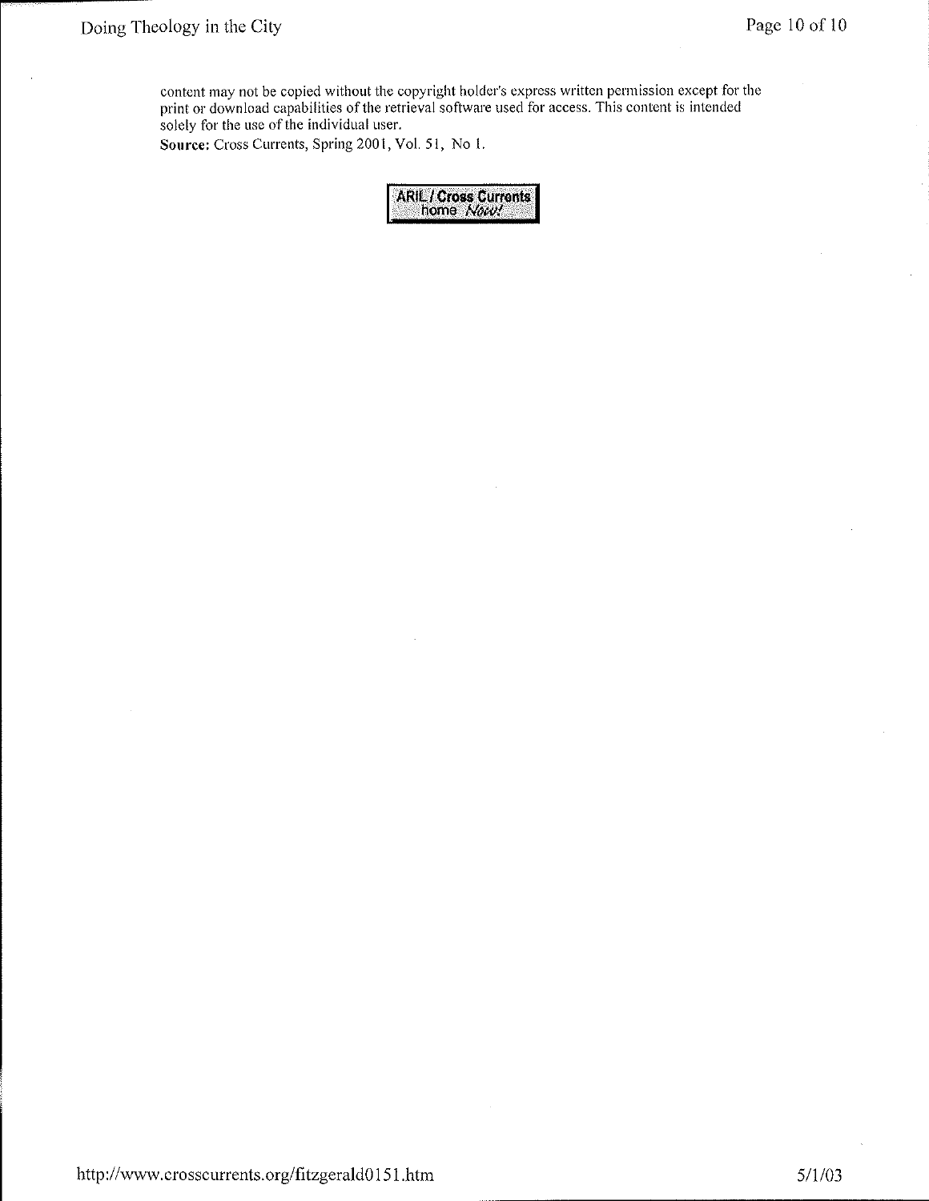content may not be copied without the copyright holder's express written permission except for the print or download capabilities of the retrieval software used for access. This content is intended solely for the use of the individual user.

**Source:** Cross Currents, Spring 2001, Vol. 51, No 1.

ARIL / Cross Currents home *Now!*